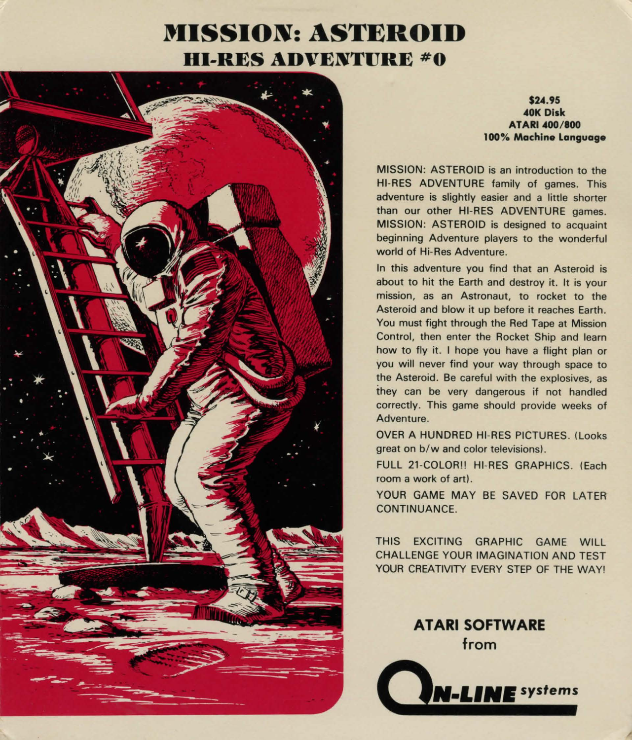# MISSION: ASTEROID
## HI-RES ADVENTURE #0

**$24.95**
**40K Disk**
**ATARI 400/800**
**100% Machine Language**

MISSION: ASTEROID is an introduction to the HI-RES ADVENTURE family of games. This adventure is slightly easier and a little shorter than our other HI-RES ADVENTURE games. MISSION: ASTEROID is designed to acquaint beginning Adventure players to the wonderful world of Hi-Res Adventure.

In this adventure you find that an Asteroid is about to hit the Earth and destroy it. It is your mission, as an Astronaut, to rocket to the Asteroid and blow it up before it reaches Earth. You must fight through the Red Tape at Mission Control, then enter the Rocket Ship and learn how to fly it. I hope you have a flight plan or you will never find your way through space to the Asteroid. Be careful with the explosives, as they can be very dangerous if not handled correctly. This game should provide weeks of Adventure.

OVER A HUNDRED HI-RES PICTURES. (Looks great on b/w and color televisions).

FULL 21-COLOR!! HI-RES GRAPHICS. (Each room a work of art).

YOUR GAME MAY BE SAVED FOR LATER CONTINUANCE.

THIS EXCITING GRAPHIC GAME WILL CHALLENGE YOUR IMAGINATION AND TEST YOUR CREATIVITY EVERY STEP OF THE WAY!

**ATARI SOFTWARE**
from

**ON-LINE** *systems*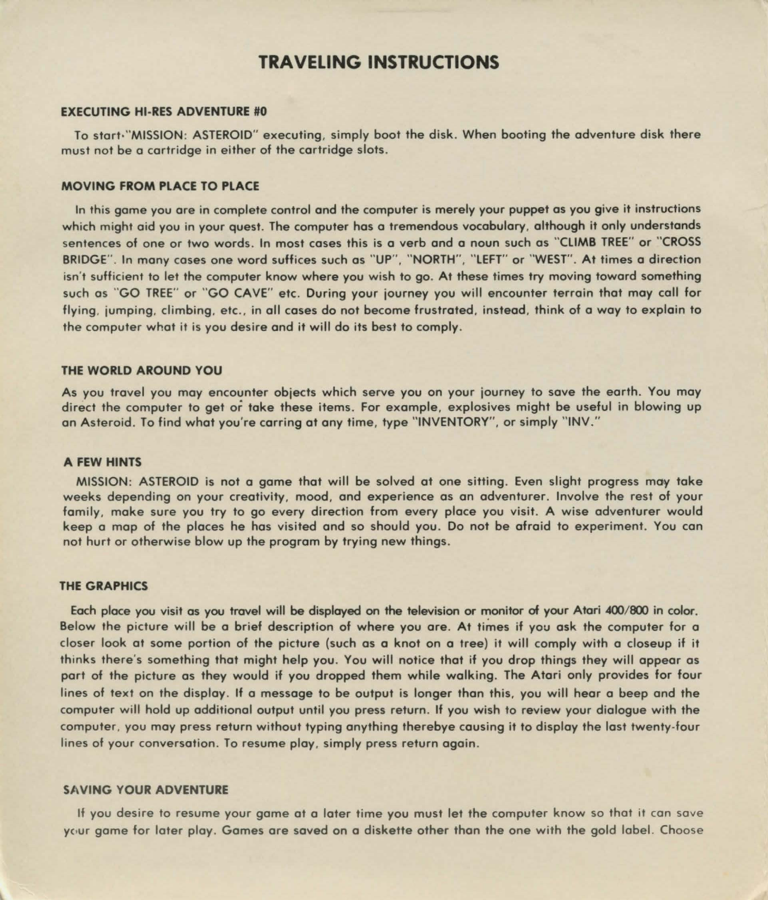# TRAVELING INSTRUCTIONS

### EXECUTING HI-RES ADVENTURE #0

To start "MISSION: ASTEROID" executing, simply boot the disk. When booting the adventure disk there must not be a cartridge in either of the cartridge slots.

### MOVING FROM PLACE TO PLACE

In this game you are in complete control and the computer is merely your puppet as you give it instructions which might aid you in your quest. The computer has a tremendous vocabulary, although it only understands sentences of one or two words. In most cases this is a verb and a noun such as "CLIMB TREE" or "CROSS BRIDGE". In many cases one word suffices such as "UP", "NORTH", "LEFT" or "WEST". At times a direction isn't sufficient to let the computer know where you wish to go. At these times try moving toward something such as "GO TREE" or "GO CAVE" etc. During your journey you will encounter terrain that may call for flying, jumping, climbing, etc., in all cases do not become frustrated, instead, think of a way to explain to the computer what it is you desire and it will do its best to comply.

### THE WORLD AROUND YOU

As you travel you may encounter objects which serve you on your journey to save the earth. You may direct the computer to get or take these items. For example, explosives might be useful in blowing up an Asteroid. To find what you're carring at any time, type "INVENTORY", or simply "INV."

### A FEW HINTS

MISSION: ASTEROID is not a game that will be solved at one sitting. Even slight progress may take weeks depending on your creativity, mood, and experience as an adventurer. Involve the rest of your family, make sure you try to go every direction from every place you visit. A wise adventurer would keep a map of the places he has visited and so should you. Do not be afraid to experiment. You can not hurt or otherwise blow up the program by trying new things.

### THE GRAPHICS

Each place you visit as you travel will be displayed on the television or monitor of your Atari 400/800 in color. Below the picture will be a brief description of where you are. At times if you ask the computer for a closer look at some portion of the picture (such as a knot on a tree) it will comply with a closeup if it thinks there's something that might help you. You will notice that if you drop things they will appear as part of the picture as they would if you dropped them while walking. The Atari only provides for four lines of text on the display. If a message to be output is longer than this, you will hear a beep and the computer will hold up additional output until you press return. If you wish to review your dialogue with the computer, you may press return without typing anything therebye causing it to display the last twenty-four lines of your conversation. To resume play, simply press return again.

### SAVING YOUR ADVENTURE

If you desire to resume your game at a later time you must let the computer know so that it can save your game for later play. Games are saved on a diskette other than the one with the gold label. Choose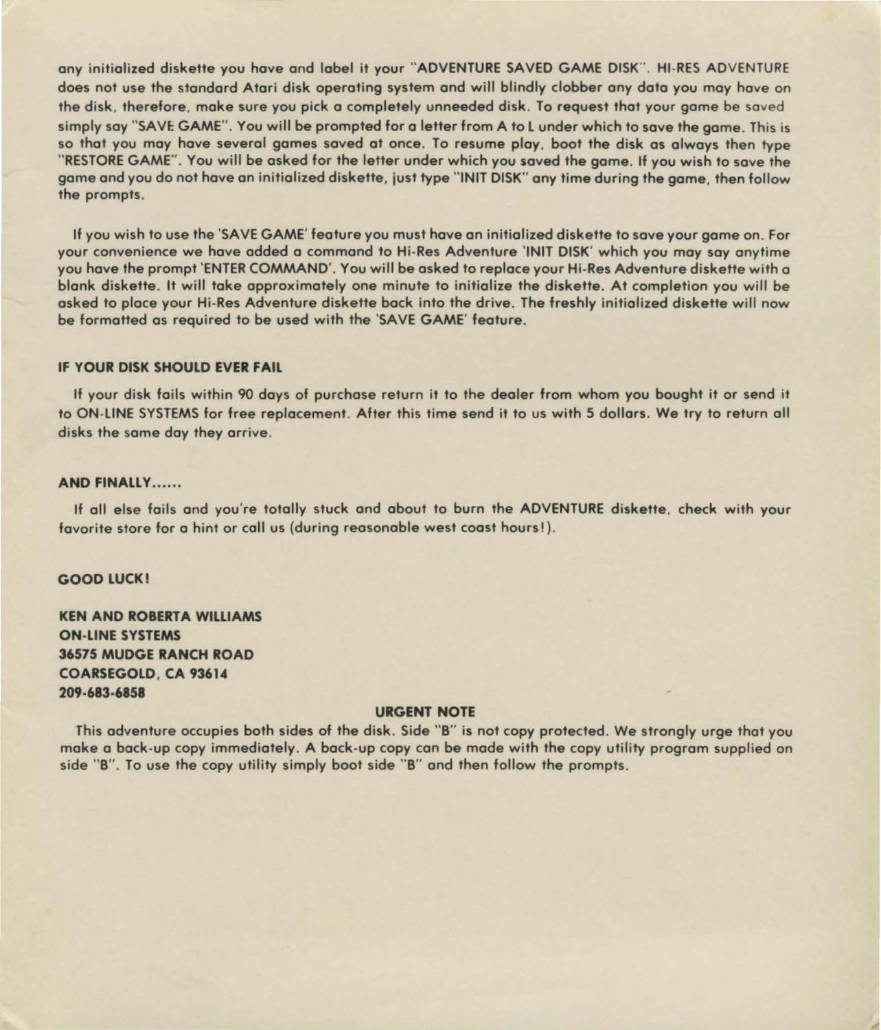any initialized diskette you have and label it your "ADVENTURE SAVED GAME DISK". HI-RES ADVENTURE does not use the standard Atari disk operating system and will blindly clobber any data you may have on the disk, therefore, make sure you pick a completely unneeded disk. To request that your game be saved simply say "SAVE GAME". You will be prompted for a letter from A to L under which to save the game. This is so that you may have several games saved at once. To resume play, boot the disk as always then type "RESTORE GAME". You will be asked for the letter under which you saved the game. If you wish to save the game and you do not have an initialized diskette, just type "INIT DISK" any time during the game, then follow the prompts.

If you wish to use the 'SAVE GAME' feature you must have an initialized diskette to save your game on. For your convenience we have added a command to Hi-Res Adventure 'INIT DISK' which you may say anytime you have the prompt 'ENTER COMMAND'. You will be asked to replace your Hi-Res Adventure diskette with a blank diskette. It will take approximately one minute to initialize the diskette. At completion you will be asked to place your Hi-Res Adventure diskette back into the drive. The freshly initialized diskette will now be formatted as required to be used with the 'SAVE GAME' feature.

**IF YOUR DISK SHOULD EVER FAIL**

If your disk fails within 90 days of purchase return it to the dealer from whom you bought it or send it to ON-LINE SYSTEMS for free replacement. After this time send it to us with 5 dollars. We try to return all disks the same day they arrive.

**AND FINALLY......**

If all else fails and you're totally stuck and about to burn the ADVENTURE diskette, check with your favorite store for a hint or call us (during reasonable west coast hours!).

**GOOD LUCK!**

**KEN AND ROBERTA WILLIAMS**
**ON-LINE SYSTEMS**
**36575 MUDGE RANCH ROAD**
**COARSEGOLD, CA 93614**
**209-683-6858**

**URGENT NOTE**

This adventure occupies both sides of the disk. Side "B" is not copy protected. We strongly urge that you make a back-up copy immediately. A back-up copy can be made with the copy utility program supplied on side "B". To use the copy utility simply boot side "B" and then follow the prompts.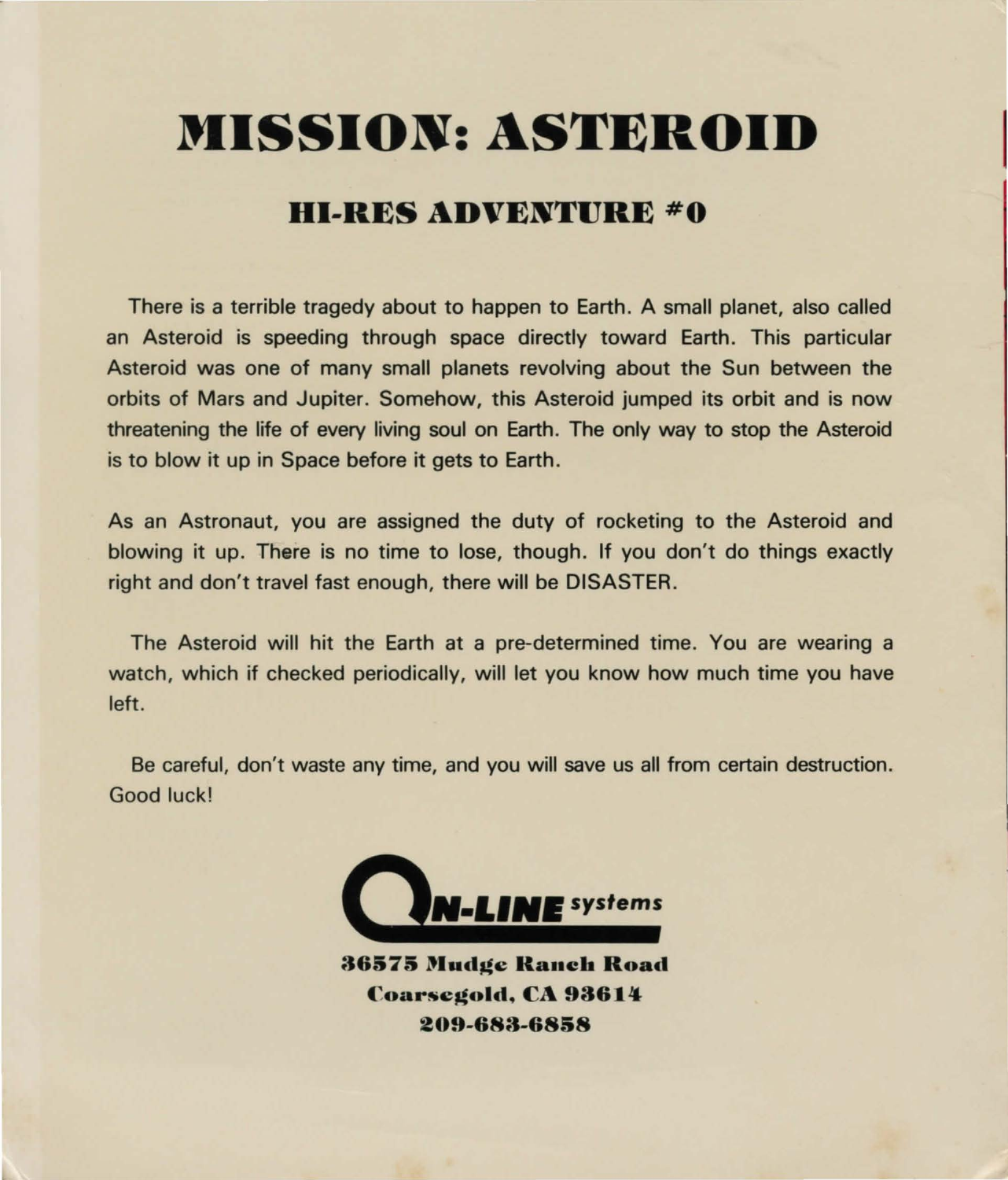# MISSION: ASTEROID

## HI-RES ADVENTURE #0

There is a terrible tragedy about to happen to Earth. A small planet, also called an Asteroid is speeding through space directly toward Earth. This particular Asteroid was one of many small planets revolving about the Sun between the orbits of Mars and Jupiter. Somehow, this Asteroid jumped its orbit and is now threatening the life of every living soul on Earth. The only way to stop the Asteroid is to blow it up in Space before it gets to Earth.

As an Astronaut, you are assigned the duty of rocketing to the Asteroid and blowing it up. There is no time to lose, though. If you don't do things exactly right and don't travel fast enough, there will be DISASTER.

The Asteroid will hit the Earth at a pre-determined time. You are wearing a watch, which if checked periodically, will let you know how much time you have left.

Be careful, don't waste any time, and you will save us all from certain destruction. Good luck!

ON-LINE systems

**36575 Mudge Ranch Road**
**Coarsegold, CA 93614**
**209-683-6858**